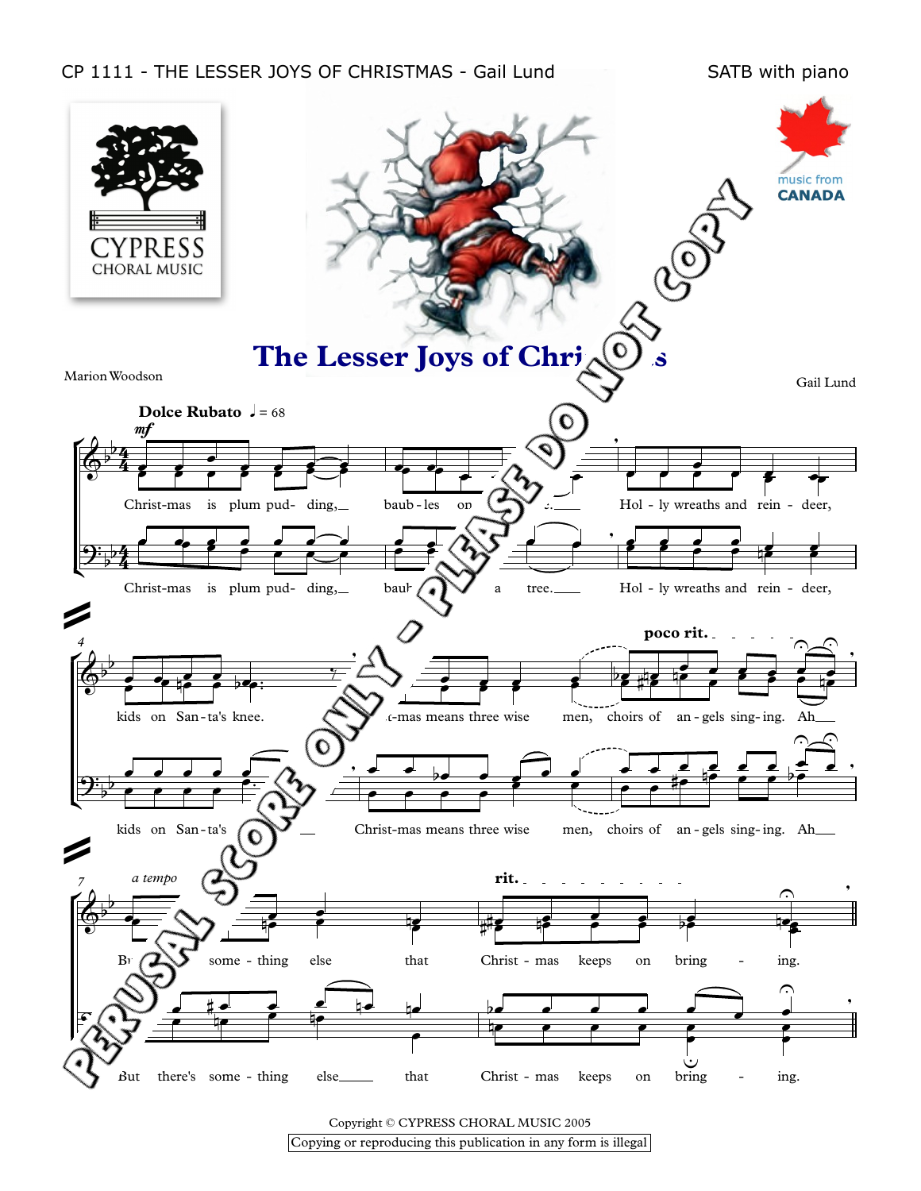CP 1111 - THE LESSER JOYS OF CHRISTMAS - Gail Lund

SATB with piano

CYPRESS CHORAL MUSIC

music from CANADA

# The Lesser Joys of Christmas

Marion Woodson

Gail Lund

**Dolce Rubato** ♩ = 68

*mf*

Christ-mas is plum pud- ding, baub-les on a tree. Hol - ly wreaths and rein - deer,

kids on San-ta's knee. Christ-mas means three wise men, choirs of an-gels sing-ing. Ah

**poco rit.**

*a tempo*

But there's some - thing else that Christ - mas keeps on bring - ing.

**rit.**

PERUSAL SCORE ONLY - PLEASE DO NOT COPY

Copyright © CYPRESS CHORAL MUSIC 2005

Copying or reproducing this publication in any form is illegal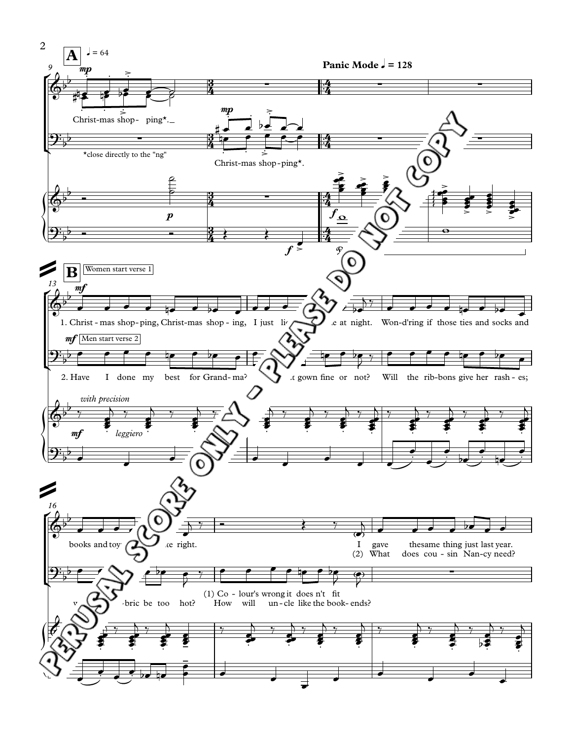**A** ♩ = 64

**Panic Mode** ♩ = 128

Christ-mas shop- ping*.

*close directly to the "ng"

Christ-mas shop-ping*.

**B** Women start verse 1

Men start verse 2

*with precision*

*leggiero*

1. Christ - mas shop-ping, Christ-mas shop - ing, I just li... ...e at night. Won-d'ring if those ties and socks and books and toy... ...te right. I gave the same thing just last year.

2. Have I done my best for Grand-ma?... ...t gown fine or not? Will the rib-bons give her rash-es; ...v... ...bric be too hot? How will un-cle like the book-ends?

(1) Co - lour's wrong it does n't fit

(2) What does cou - sin Nan-cy need?

PERUSAL SCORE ONLY - PLEASE DO NOT COPY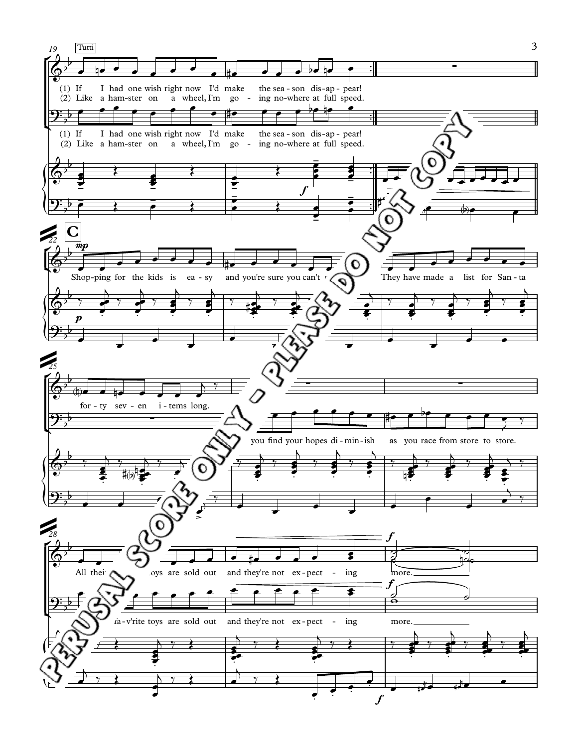Tutti

(1) If I had one wish right now I'd make the sea - son dis - ap - pear!
(2) Like a ham - ster on a wheel, I'm go - ing no - where at full speed.

(1) If I had one wish right now I'd make the sea - son dis - ap - pear!
(2) Like a ham - ster on a wheel, I'm go - ing no - where at full speed.

**C**

Shop - ping for the kids is ea - sy and you're sure you can't ... They have made a list for San - ta

for - ty sev - en i - tems long.

you find your hopes di - min - ish as you race from store to store.

All thei... ...oys are sold out and they're not ex - pect - ing more.

...fa - v'rite toys are sold out and they're not ex - pect - ing more.

PERUSAL SCORE ONLY - PLEASE DO NOT COPY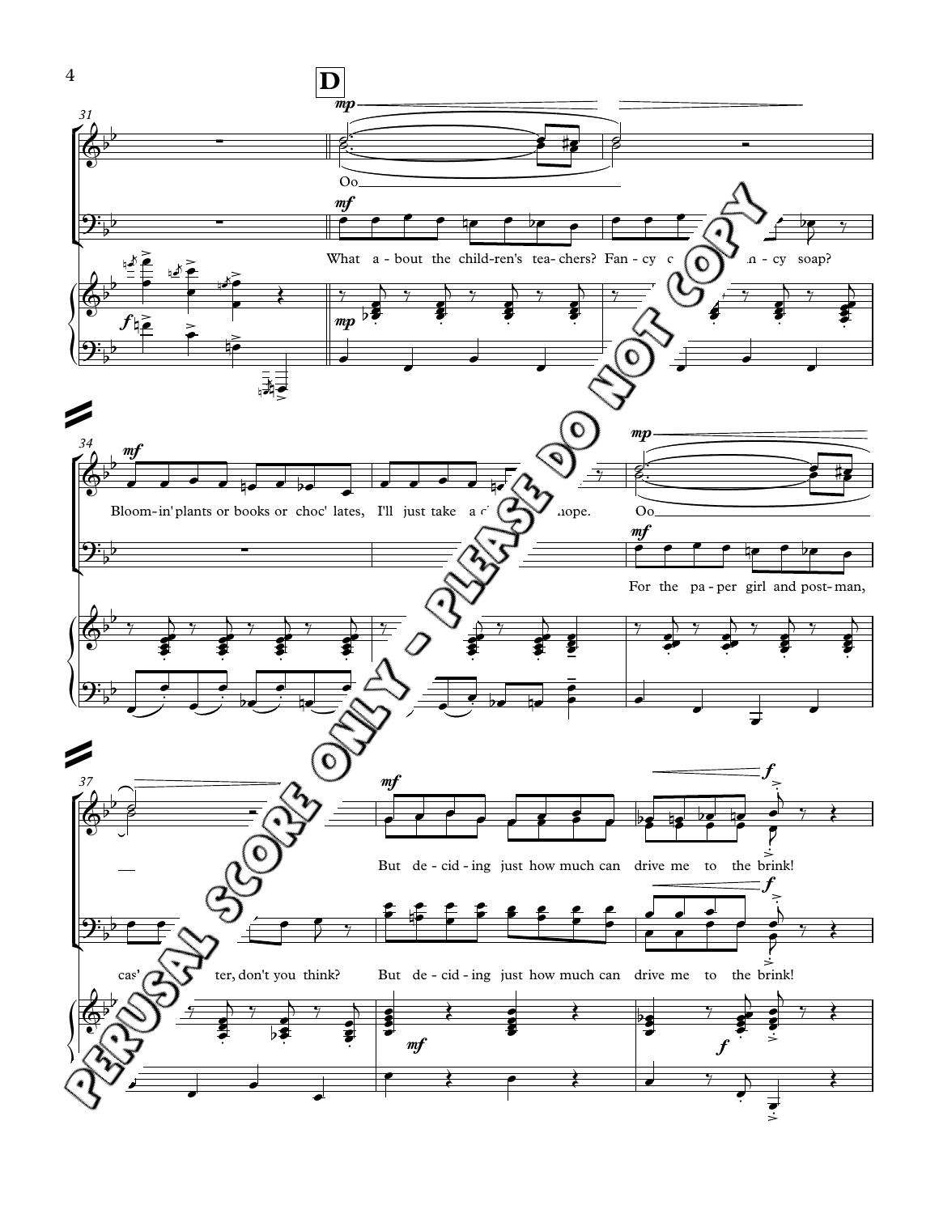**D**

Oo

What a-bout the child-ren's tea-chers? Fan-cy c... ...an-cy soap?

Bloom-in' plants or books or choc' lates, I'll just take a c... ...hope.

Oo

For the pa-per girl and post-man,

cas... ...ter, don't you think?

But de-cid-ing just how much can drive me to the brink!

But de-cid-ing just how much can drive me to the brink!

PERUSAL SCORE ONLY - PLEASE DO NOT COPY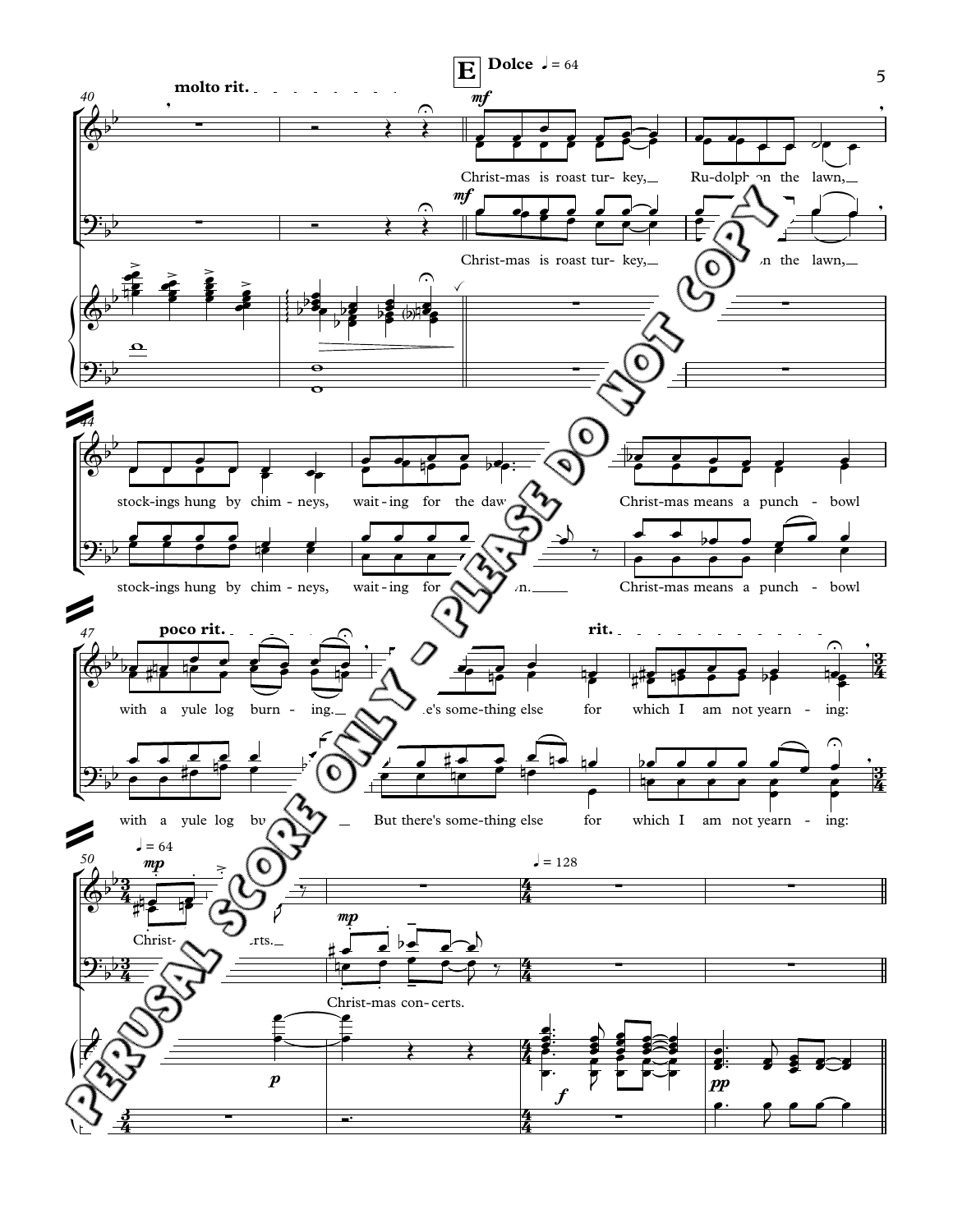**E** **Dolce** ♩ = 64

40 *molto rit.*

*mf*

Christ-mas is roast tur- key, Ru-dolph on the lawn,

44

stock-ings hung by chim - neys, wait - ing for the dawn.

Christ-mas means a punch - bowl

47 *poco rit.* *rit.*

with a yule log burn - ing. But there's some-thing else for which I am not yearn - ing:

50 ♩ = 64 ♩ = 128

*mp*

Christ-mas con-certs.

*p* *f* *pp*

PERUSAL SCORE ONLY - PLEASE DO NOT COPY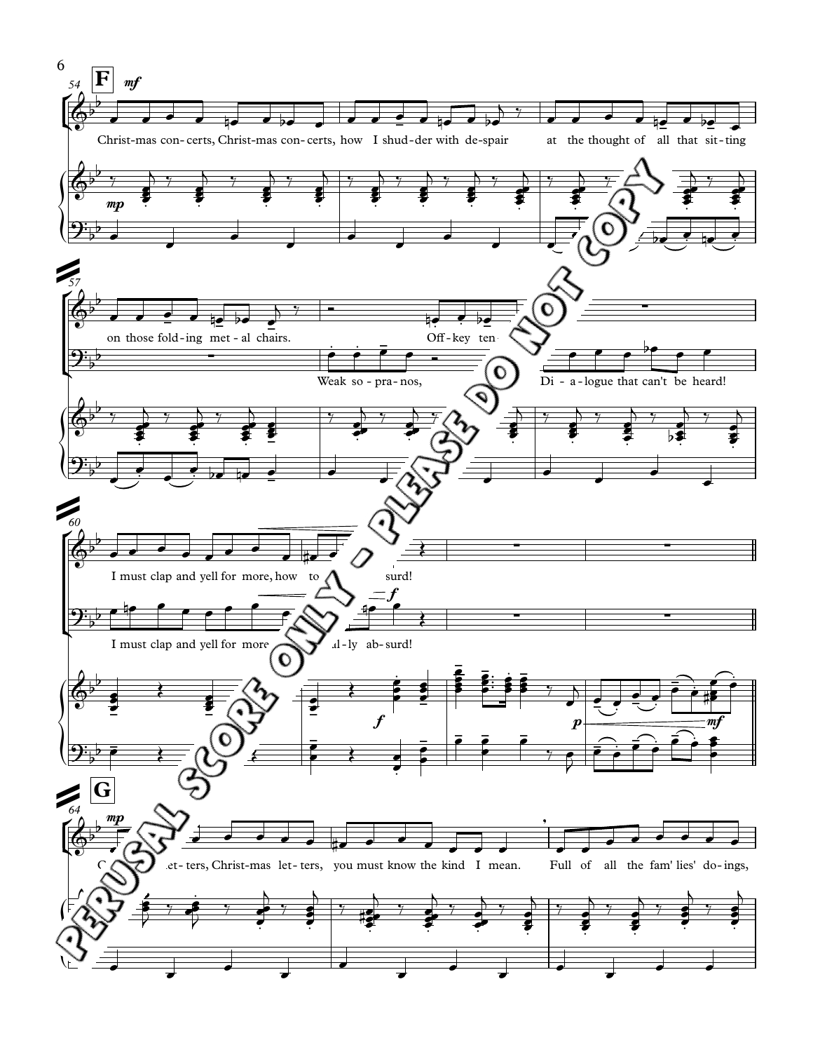**F** *mf*

Christ-mas con-certs, Christ-mas con-certs, how I shud-der with de-spair at the thought of all that sit-ting on those fold-ing met-al chairs. Off-key ten-

Weak so-pra-nos, Di-a-logue that can't be heard!

I must clap and yell for more, how to ... surd!

I must clap and yell for more ... -ly ab-surd!

**G** *mp*

C... let-ters, Christ-mas let-ters, you must know the kind I mean. Full of all the fam' lies' do-ings,

PERUSAL SCORE ONLY - PLEASE DO NOT COPY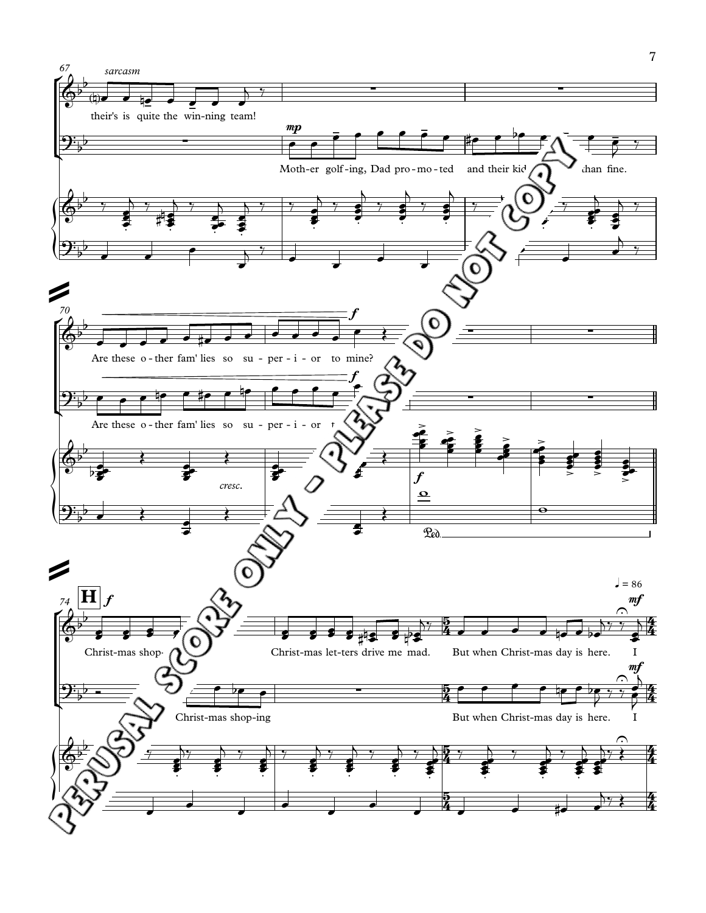67 *sarcasm*

their's is quite the win-ning team!

*mp*

Moth-er golf-ing, Dad pro-mo-ted and their kid ... than fine.

70

Are these o-ther fam' lies so su-per-i-or to mine? *f*

Are these o-ther fam' lies so su-per-i-or t... *f*

*cresc.*

*f*

Ped.

74 **H** *f*

Christ-mas shop- ... Christ-mas let-ters drive me mad. But when Christ-mas day is here. I

Christ-mas shop-ing ... But when Christ-mas day is here. I

♩ = 86 *mf*

PERUSAL SCORE ONLY - PLEASE DO NOT COPY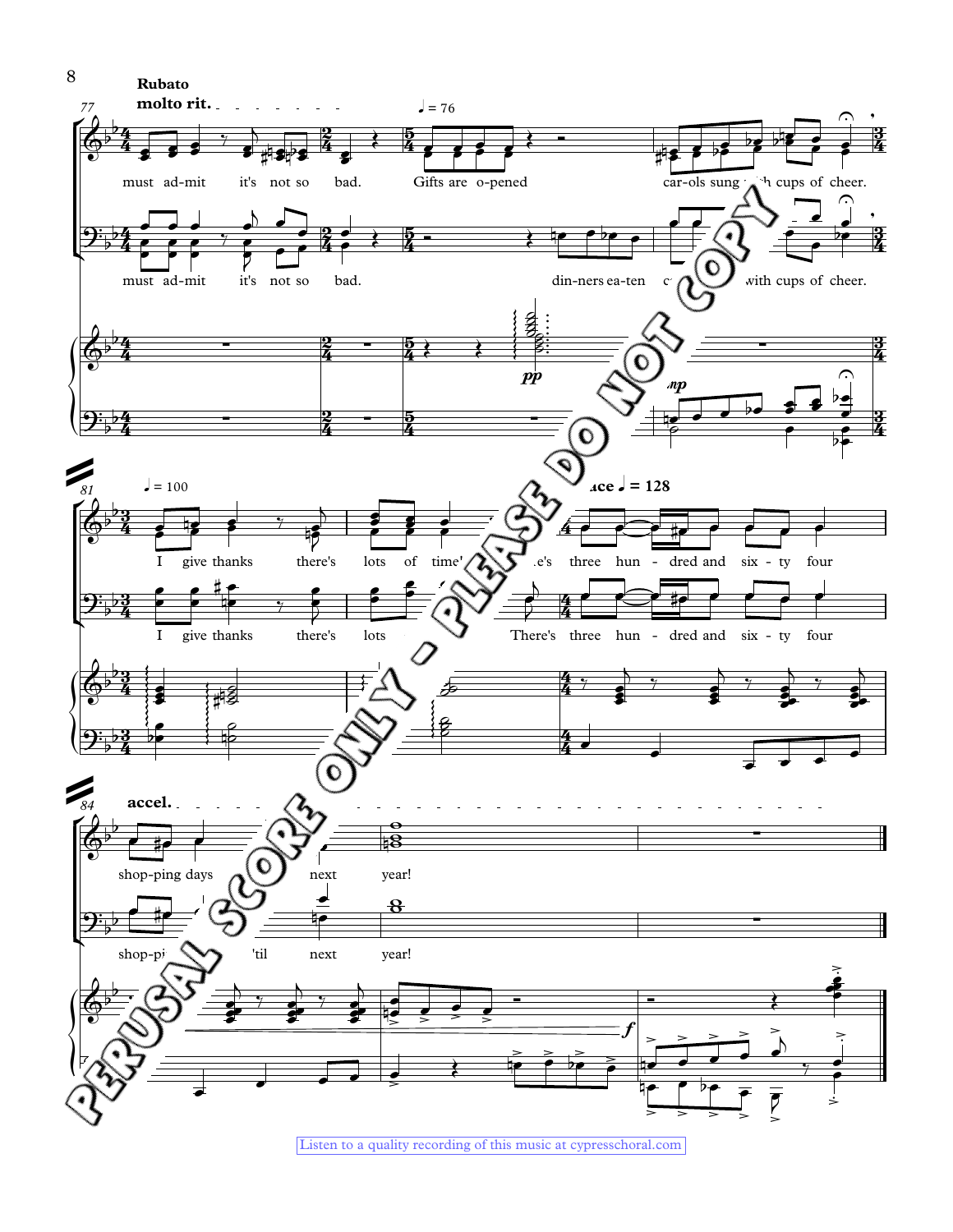Listen to a quality recording of this music at cypresschoral.com